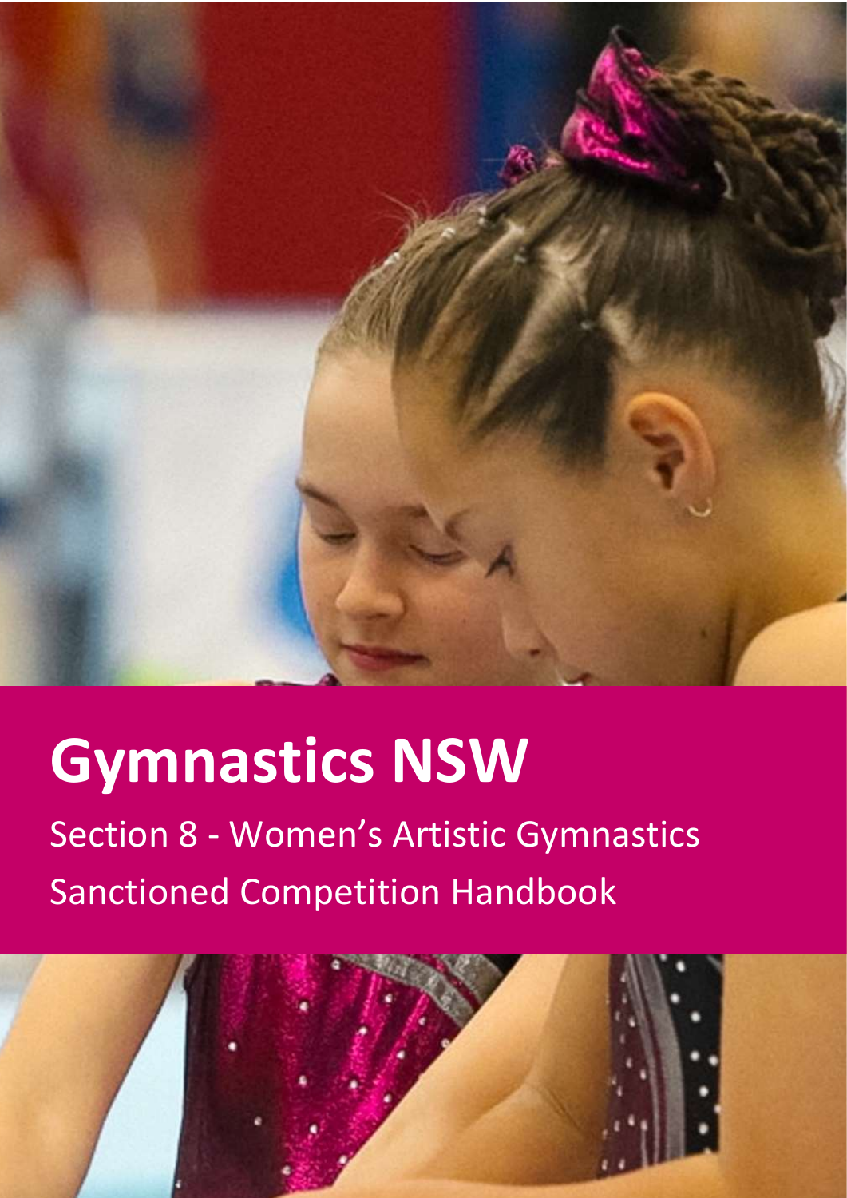# Gymnastics NSW

Section 8 - Women's Artistic Gymnastics

Sanctioned Competition Handbook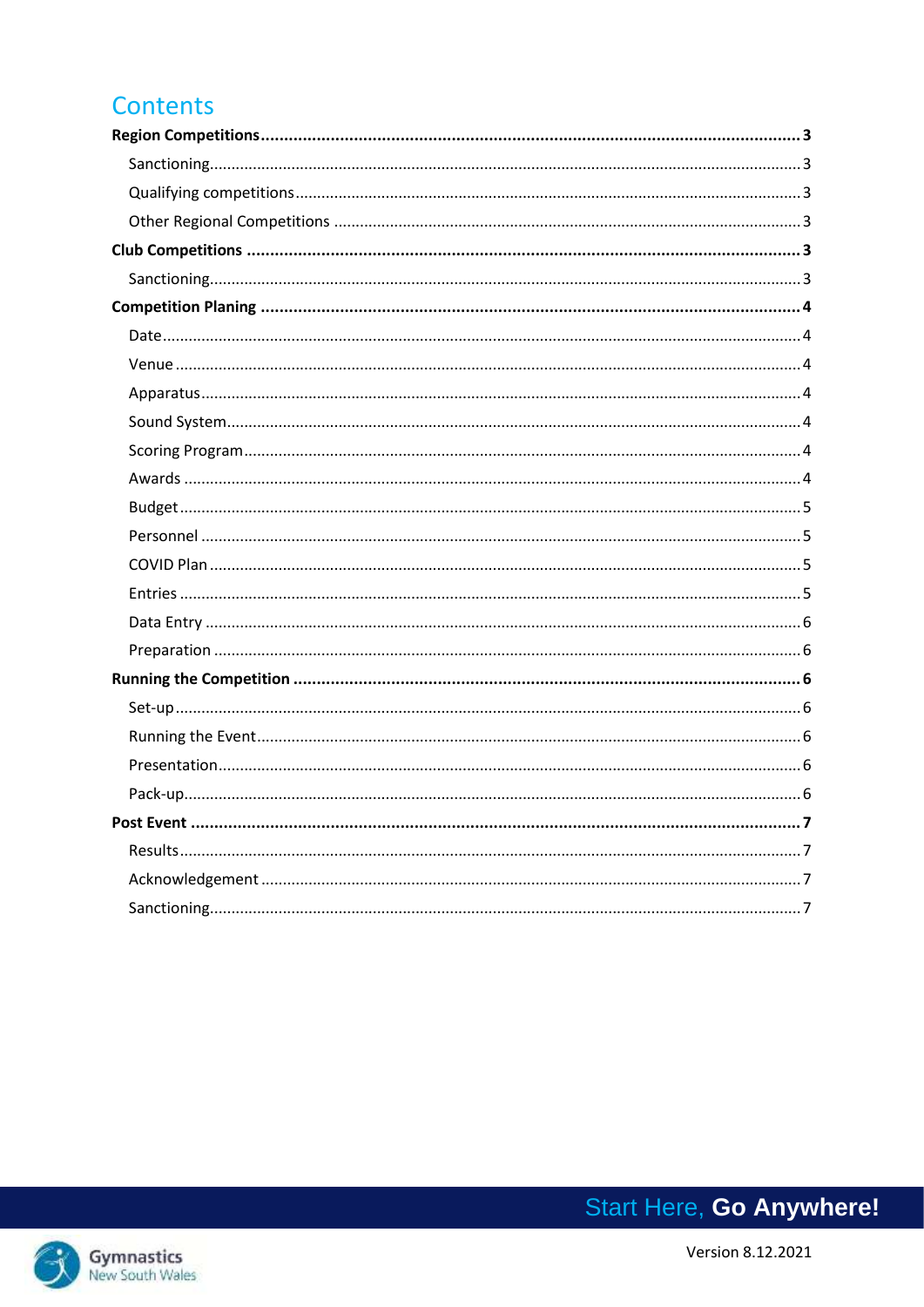# Contents

**Region Competitions** .......... **3**

- Sanctioning .......... 3
- Qualifying competitions .......... 3
- Other Regional Competitions .......... 3

**Club Competitions** .......... **3**

- Sanctioning .......... 3

**Competition Planing** .......... **4**

- Date .......... 4
- Venue .......... 4
- Apparatus .......... 4
- Sound System .......... 4
- Scoring Program .......... 4
- Awards .......... 4
- Budget .......... 5
- Personnel .......... 5
- COVID Plan .......... 5
- Entries .......... 5
- Data Entry .......... 6
- Preparation .......... 6

**Running the Competition** .......... **6**

- Set-up .......... 6
- Running the Event .......... 6
- Presentation .......... 6
- Pack-up .......... 6

**Post Event** .......... **7**

- Results .......... 7
- Acknowledgement .......... 7
- Sanctioning .......... 7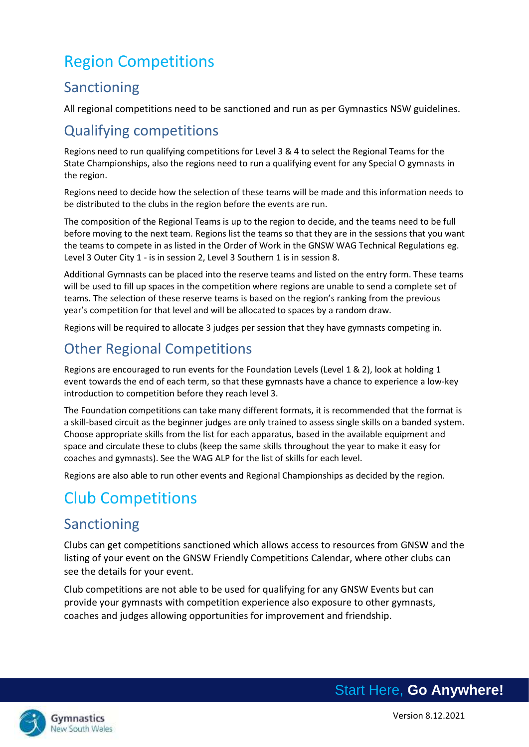# Region Competitions

## Sanctioning

All regional competitions need to be sanctioned and run as per Gymnastics NSW guidelines.

## Qualifying competitions

Regions need to run qualifying competitions for Level 3 & 4 to select the Regional Teams for the State Championships, also the regions need to run a qualifying event for any Special O gymnasts in the region.

Regions need to decide how the selection of these teams will be made and this information needs to be distributed to the clubs in the region before the events are run.

The composition of the Regional Teams is up to the region to decide, and the teams need to be full before moving to the next team. Regions list the teams so that they are in the sessions that you want the teams to compete in as listed in the Order of Work in the GNSW WAG Technical Regulations eg. Level 3 Outer City 1 - is in session 2, Level 3 Southern 1 is in session 8.

Additional Gymnasts can be placed into the reserve teams and listed on the entry form. These teams will be used to fill up spaces in the competition where regions are unable to send a complete set of teams. The selection of these reserve teams is based on the region's ranking from the previous year's competition for that level and will be allocated to spaces by a random draw.

Regions will be required to allocate 3 judges per session that they have gymnasts competing in.

## Other Regional Competitions

Regions are encouraged to run events for the Foundation Levels (Level 1 & 2), look at holding 1 event towards the end of each term, so that these gymnasts have a chance to experience a low-key introduction to competition before they reach level 3.

The Foundation competitions can take many different formats, it is recommended that the format is a skill-based circuit as the beginner judges are only trained to assess single skills on a banded system. Choose appropriate skills from the list for each apparatus, based in the available equipment and space and circulate these to clubs (keep the same skills throughout the year to make it easy for coaches and gymnasts). See the WAG ALP for the list of skills for each level.

Regions are also able to run other events and Regional Championships as decided by the region.

# Club Competitions

## Sanctioning

Clubs can get competitions sanctioned which allows access to resources from GNSW and the listing of your event on the GNSW Friendly Competitions Calendar, where other clubs can see the details for your event.

Club competitions are not able to be used for qualifying for any GNSW Events but can provide your gymnasts with competition experience also exposure to other gymnasts, coaches and judges allowing opportunities for improvement and friendship.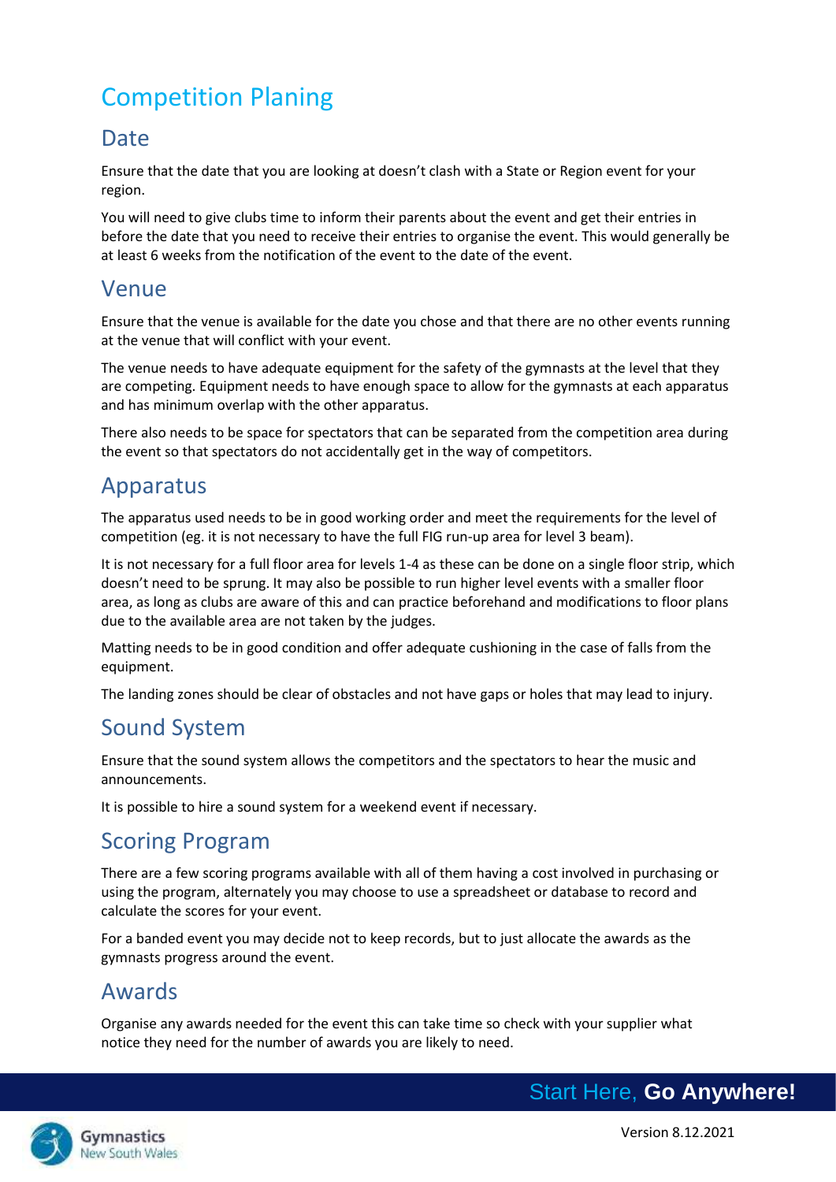# Competition Planing

## Date

Ensure that the date that you are looking at doesn't clash with a State or Region event for your region.

You will need to give clubs time to inform their parents about the event and get their entries in before the date that you need to receive their entries to organise the event. This would generally be at least 6 weeks from the notification of the event to the date of the event.

## Venue

Ensure that the venue is available for the date you chose and that there are no other events running at the venue that will conflict with your event.

The venue needs to have adequate equipment for the safety of the gymnasts at the level that they are competing. Equipment needs to have enough space to allow for the gymnasts at each apparatus and has minimum overlap with the other apparatus.

There also needs to be space for spectators that can be separated from the competition area during the event so that spectators do not accidentally get in the way of competitors.

## Apparatus

The apparatus used needs to be in good working order and meet the requirements for the level of competition (eg. it is not necessary to have the full FIG run-up area for level 3 beam).

It is not necessary for a full floor area for levels 1-4 as these can be done on a single floor strip, which doesn't need to be sprung. It may also be possible to run higher level events with a smaller floor area, as long as clubs are aware of this and can practice beforehand and modifications to floor plans due to the available area are not taken by the judges.

Matting needs to be in good condition and offer adequate cushioning in the case of falls from the equipment.

The landing zones should be clear of obstacles and not have gaps or holes that may lead to injury.

## Sound System

Ensure that the sound system allows the competitors and the spectators to hear the music and announcements.

It is possible to hire a sound system for a weekend event if necessary.

## Scoring Program

There are a few scoring programs available with all of them having a cost involved in purchasing or using the program, alternately you may choose to use a spreadsheet or database to record and calculate the scores for your event.

For a banded event you may decide not to keep records, but to just allocate the awards as the gymnasts progress around the event.

## Awards

Organise any awards needed for the event this can take time so check with your supplier what notice they need for the number of awards you are likely to need.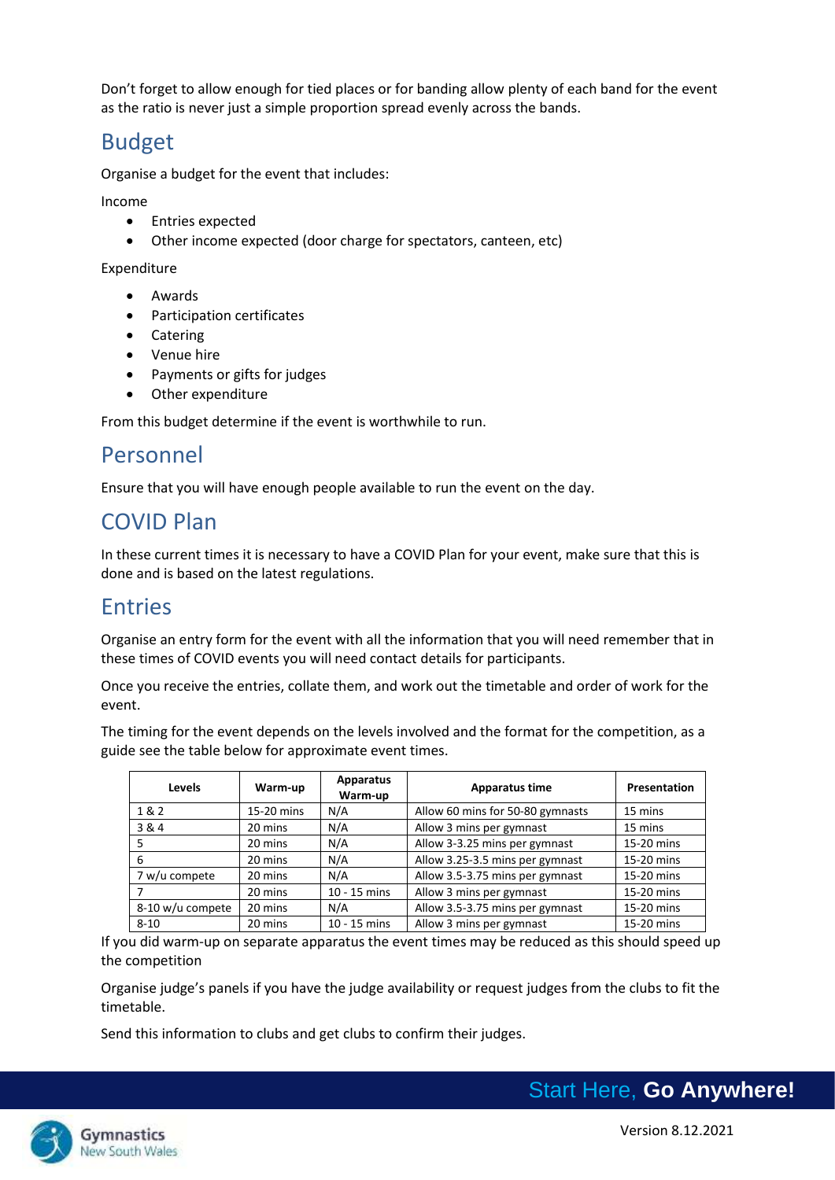Don't forget to allow enough for tied places or for banding allow plenty of each band for the event as the ratio is never just a simple proportion spread evenly across the bands.

## Budget

Organise a budget for the event that includes:

Income

- Entries expected
- Other income expected (door charge for spectators, canteen, etc)

Expenditure

- Awards
- Participation certificates
- Catering
- Venue hire
- Payments or gifts for judges
- Other expenditure

From this budget determine if the event is worthwhile to run.

## Personnel

Ensure that you will have enough people available to run the event on the day.

## COVID Plan

In these current times it is necessary to have a COVID Plan for your event, make sure that this is done and is based on the latest regulations.

## Entries

Organise an entry form for the event with all the information that you will need remember that in these times of COVID events you will need contact details for participants.

Once you receive the entries, collate them, and work out the timetable and order of work for the event.

The timing for the event depends on the levels involved and the format for the competition, as a guide see the table below for approximate event times.

| Levels | Warm-up | Apparatus Warm-up | Apparatus time | Presentation |
|---|---|---|---|---|
| 1 & 2 | 15-20 mins | N/A | Allow 60 mins for 50-80 gymnasts | 15 mins |
| 3 & 4 | 20 mins | N/A | Allow 3 mins per gymnast | 15 mins |
| 5 | 20 mins | N/A | Allow 3-3.25 mins per gymnast | 15-20 mins |
| 6 | 20 mins | N/A | Allow 3.25-3.5 mins per gymnast | 15-20 mins |
| 7 w/u compete | 20 mins | N/A | Allow 3.5-3.75 mins per gymnast | 15-20 mins |
| 7 | 20 mins | 10 - 15 mins | Allow 3 mins per gymnast | 15-20 mins |
| 8-10 w/u compete | 20 mins | N/A | Allow 3.5-3.75 mins per gymnast | 15-20 mins |
| 8-10 | 20 mins | 10 - 15 mins | Allow 3 mins per gymnast | 15-20 mins |

If you did warm-up on separate apparatus the event times may be reduced as this should speed up the competition

Organise judge's panels if you have the judge availability or request judges from the clubs to fit the timetable.

Send this information to clubs and get clubs to confirm their judges.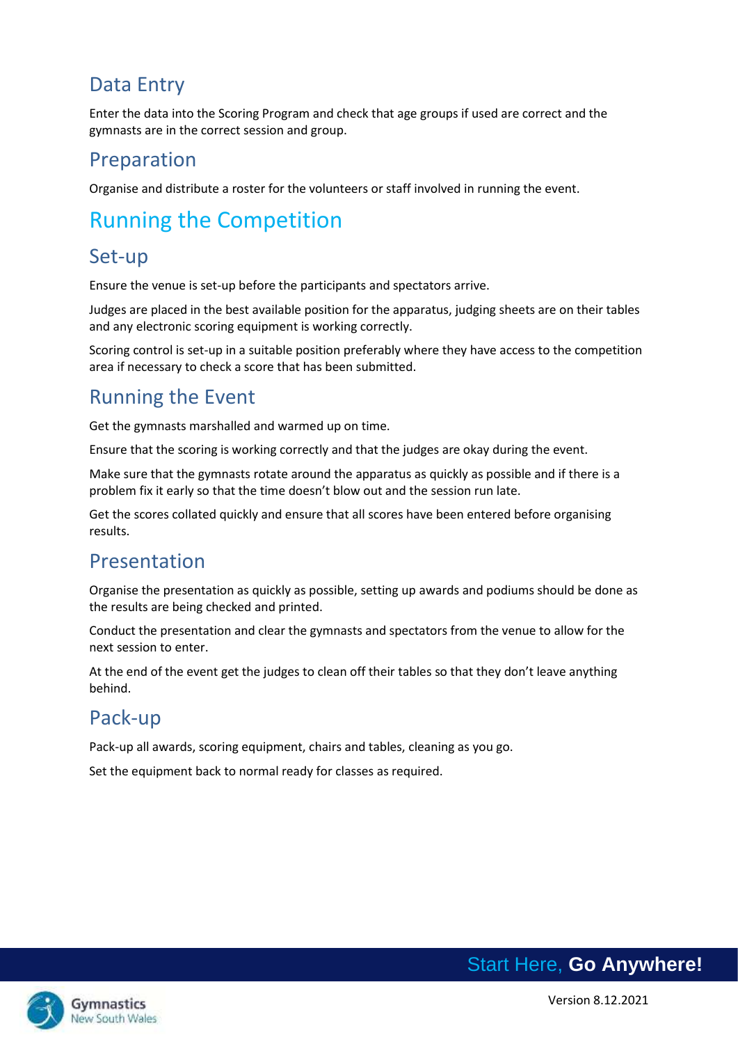### Data Entry

Enter the data into the Scoring Program and check that age groups if used are correct and the gymnasts are in the correct session and group.

### Preparation

Organise and distribute a roster for the volunteers or staff involved in running the event.

## Running the Competition

### Set-up

Ensure the venue is set-up before the participants and spectators arrive.

Judges are placed in the best available position for the apparatus, judging sheets are on their tables and any electronic scoring equipment is working correctly.

Scoring control is set-up in a suitable position preferably where they have access to the competition area if necessary to check a score that has been submitted.

### Running the Event

Get the gymnasts marshalled and warmed up on time.

Ensure that the scoring is working correctly and that the judges are okay during the event.

Make sure that the gymnasts rotate around the apparatus as quickly as possible and if there is a problem fix it early so that the time doesn't blow out and the session run late.

Get the scores collated quickly and ensure that all scores have been entered before organising results.

### Presentation

Organise the presentation as quickly as possible, setting up awards and podiums should be done as the results are being checked and printed.

Conduct the presentation and clear the gymnasts and spectators from the venue to allow for the next session to enter.

At the end of the event get the judges to clean off their tables so that they don't leave anything behind.

### Pack-up

Pack-up all awards, scoring equipment, chairs and tables, cleaning as you go.

Set the equipment back to normal ready for classes as required.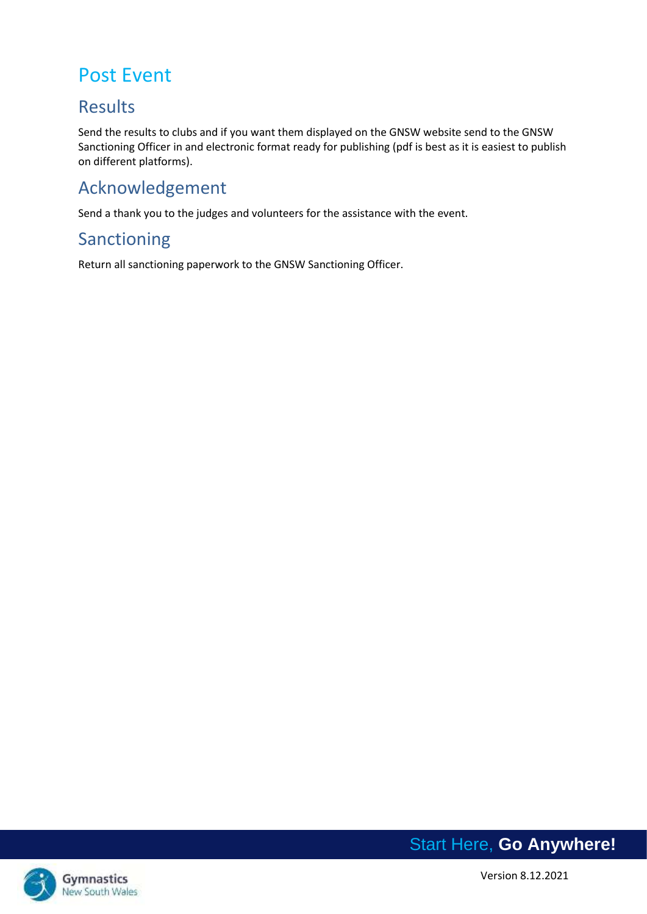# Post Event

## Results

Send the results to clubs and if you want them displayed on the GNSW website send to the GNSW Sanctioning Officer in and electronic format ready for publishing (pdf is best as it is easiest to publish on different platforms).

## Acknowledgement

Send a thank you to the judges and volunteers for the assistance with the event.

## Sanctioning

Return all sanctioning paperwork to the GNSW Sanctioning Officer.